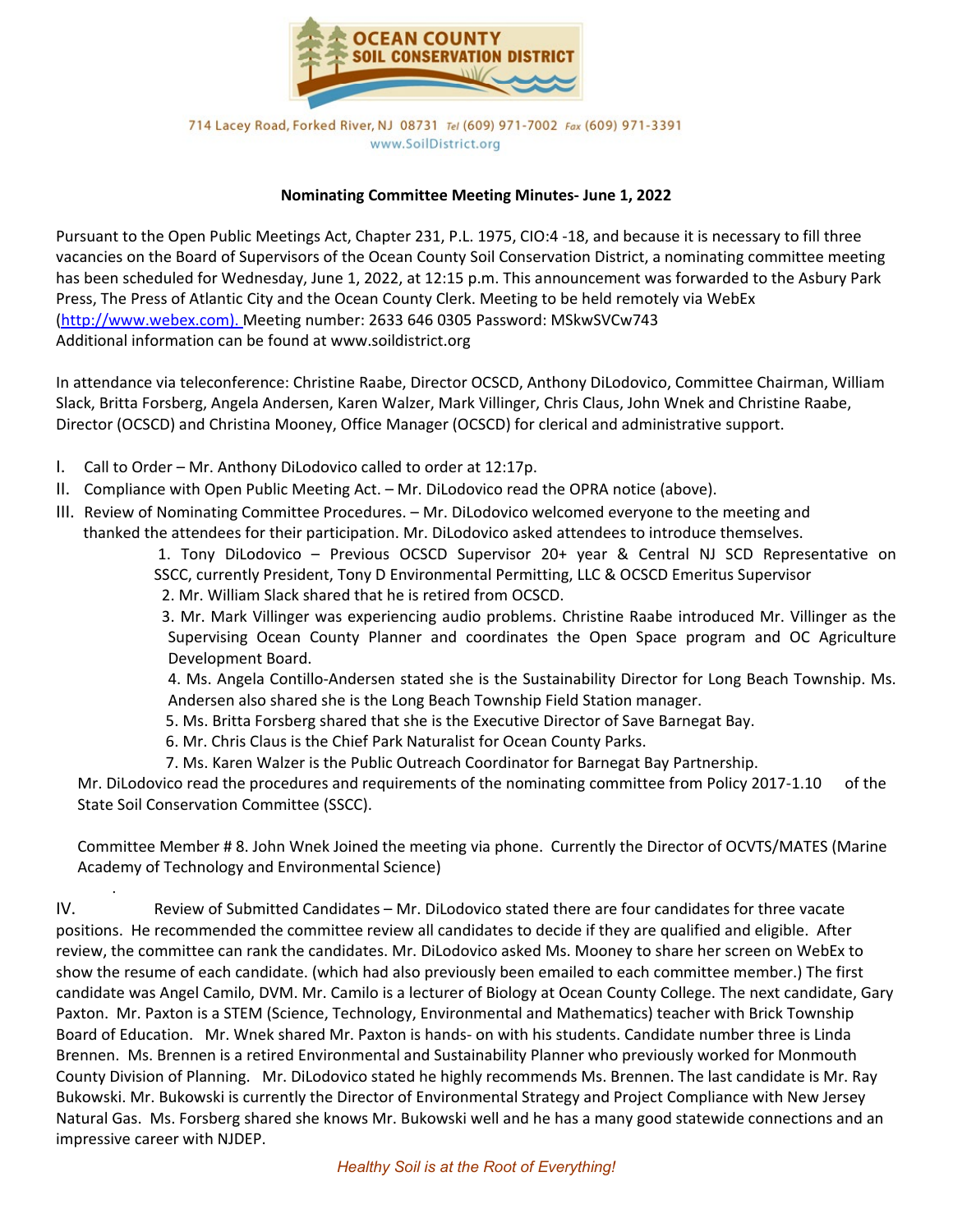OCEAN COUNTY SOIL CONSERVATION DISTRICT

714 Lacey Road, Forked River, NJ 08731 Tel (609) 971-7002 Fax (609) 971-3391
www.SoilDistrict.org

**Nominating Committee Meeting Minutes- June 1, 2022**

Pursuant to the Open Public Meetings Act, Chapter 231, P.L. 1975, CIO:4 -18, and because it is necessary to fill three vacancies on the Board of Supervisors of the Ocean County Soil Conservation District, a nominating committee meeting has been scheduled for Wednesday, June 1, 2022, at 12:15 p.m. This announcement was forwarded to the Asbury Park Press, The Press of Atlantic City and the Ocean County Clerk. Meeting to be held remotely via WebEx (http://www.webex.com). Meeting number: 2633 646 0305 Password: MSkwSVCw743
Additional information can be found at www.soildistrict.org

In attendance via teleconference: Christine Raabe, Director OCSCD, Anthony DiLodovico, Committee Chairman, William Slack, Britta Forsberg, Angela Andersen, Karen Walzer, Mark Villinger, Chris Claus, John Wnek and Christine Raabe, Director (OCSCD) and Christina Mooney, Office Manager (OCSCD) for clerical and administrative support.

I. Call to Order – Mr. Anthony DiLodovico called to order at 12:17p.

II. Compliance with Open Public Meeting Act. – Mr. DiLodovico read the OPRA notice (above).

III. Review of Nominating Committee Procedures. – Mr. DiLodovico welcomed everyone to the meeting and thanked the attendees for their participation. Mr. DiLodovico asked attendees to introduce themselves.

1. Tony DiLodovico – Previous OCSCD Supervisor 20+ year & Central NJ SCD Representative on SSCC, currently President, Tony D Environmental Permitting, LLC & OCSCD Emeritus Supervisor
2. Mr. William Slack shared that he is retired from OCSCD.
3. Mr. Mark Villinger was experiencing audio problems. Christine Raabe introduced Mr. Villinger as the Supervising Ocean County Planner and coordinates the Open Space program and OC Agriculture Development Board.
4. Ms. Angela Contillo-Andersen stated she is the Sustainability Director for Long Beach Township. Ms. Andersen also shared she is the Long Beach Township Field Station manager.
5. Ms. Britta Forsberg shared that she is the Executive Director of Save Barnegat Bay.
6. Mr. Chris Claus is the Chief Park Naturalist for Ocean County Parks.
7. Ms. Karen Walzer is the Public Outreach Coordinator for Barnegat Bay Partnership.

Mr. DiLodovico read the procedures and requirements of the nominating committee from Policy 2017-1.10 of the State Soil Conservation Committee (SSCC).

Committee Member # 8. John Wnek Joined the meeting via phone. Currently the Director of OCVTS/MATES (Marine Academy of Technology and Environmental Science)

IV. Review of Submitted Candidates – Mr. DiLodovico stated there are four candidates for three vacate positions. He recommended the committee review all candidates to decide if they are qualified and eligible. After review, the committee can rank the candidates. Mr. DiLodovico asked Ms. Mooney to share her screen on WebEx to show the resume of each candidate. (which had also previously been emailed to each committee member.) The first candidate was Angel Camilo, DVM. Mr. Camilo is a lecturer of Biology at Ocean County College. The next candidate, Gary Paxton. Mr. Paxton is a STEM (Science, Technology, Environmental and Mathematics) teacher with Brick Township Board of Education. Mr. Wnek shared Mr. Paxton is hands- on with his students. Candidate number three is Linda Brennen. Ms. Brennen is a retired Environmental and Sustainability Planner who previously worked for Monmouth County Division of Planning. Mr. DiLodovico stated he highly recommends Ms. Brennen. The last candidate is Mr. Ray Bukowski. Mr. Bukowski is currently the Director of Environmental Strategy and Project Compliance with New Jersey Natural Gas. Ms. Forsberg shared she knows Mr. Bukowski well and he has a many good statewide connections and an impressive career with NJDEP.

*Healthy Soil is at the Root of Everything!*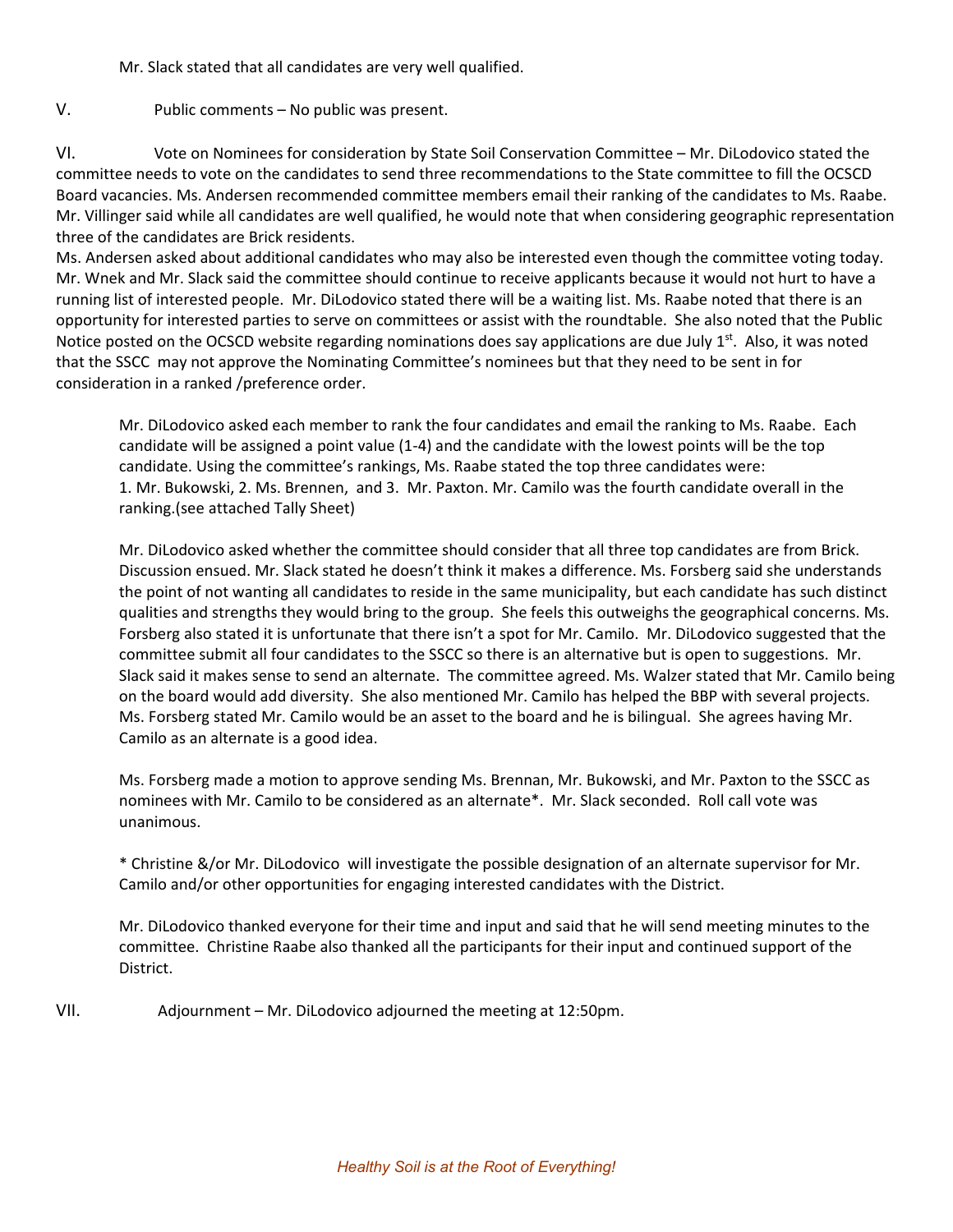Mr. Slack stated that all candidates are very well qualified.

V. Public comments – No public was present.

VI. Vote on Nominees for consideration by State Soil Conservation Committee – Mr. DiLodovico stated the committee needs to vote on the candidates to send three recommendations to the State committee to fill the OCSCD Board vacancies. Ms. Andersen recommended committee members email their ranking of the candidates to Ms. Raabe. Mr. Villinger said while all candidates are well qualified, he would note that when considering geographic representation three of the candidates are Brick residents.

Ms. Andersen asked about additional candidates who may also be interested even though the committee voting today. Mr. Wnek and Mr. Slack said the committee should continue to receive applicants because it would not hurt to have a running list of interested people. Mr. DiLodovico stated there will be a waiting list. Ms. Raabe noted that there is an opportunity for interested parties to serve on committees or assist with the roundtable. She also noted that the Public Notice posted on the OCSCD website regarding nominations does say applications are due July 1st. Also, it was noted that the SSCC may not approve the Nominating Committee's nominees but that they need to be sent in for consideration in a ranked /preference order.

Mr. DiLodovico asked each member to rank the four candidates and email the ranking to Ms. Raabe. Each candidate will be assigned a point value (1-4) and the candidate with the lowest points will be the top candidate. Using the committee's rankings, Ms. Raabe stated the top three candidates were: 1. Mr. Bukowski, 2. Ms. Brennen, and 3. Mr. Paxton. Mr. Camilo was the fourth candidate overall in the ranking.(see attached Tally Sheet)

Mr. DiLodovico asked whether the committee should consider that all three top candidates are from Brick. Discussion ensued. Mr. Slack stated he doesn't think it makes a difference. Ms. Forsberg said she understands the point of not wanting all candidates to reside in the same municipality, but each candidate has such distinct qualities and strengths they would bring to the group. She feels this outweighs the geographical concerns. Ms. Forsberg also stated it is unfortunate that there isn't a spot for Mr. Camilo. Mr. DiLodovico suggested that the committee submit all four candidates to the SSCC so there is an alternative but is open to suggestions. Mr. Slack said it makes sense to send an alternate. The committee agreed. Ms. Walzer stated that Mr. Camilo being on the board would add diversity. She also mentioned Mr. Camilo has helped the BBP with several projects. Ms. Forsberg stated Mr. Camilo would be an asset to the board and he is bilingual. She agrees having Mr. Camilo as an alternate is a good idea.

Ms. Forsberg made a motion to approve sending Ms. Brennan, Mr. Bukowski, and Mr. Paxton to the SSCC as nominees with Mr. Camilo to be considered as an alternate*. Mr. Slack seconded. Roll call vote was unanimous.

* Christine &/or Mr. DiLodovico will investigate the possible designation of an alternate supervisor for Mr. Camilo and/or other opportunities for engaging interested candidates with the District.

Mr. DiLodovico thanked everyone for their time and input and said that he will send meeting minutes to the committee. Christine Raabe also thanked all the participants for their input and continued support of the District.

VII. Adjournment – Mr. DiLodovico adjourned the meeting at 12:50pm.

*Healthy Soil is at the Root of Everything!*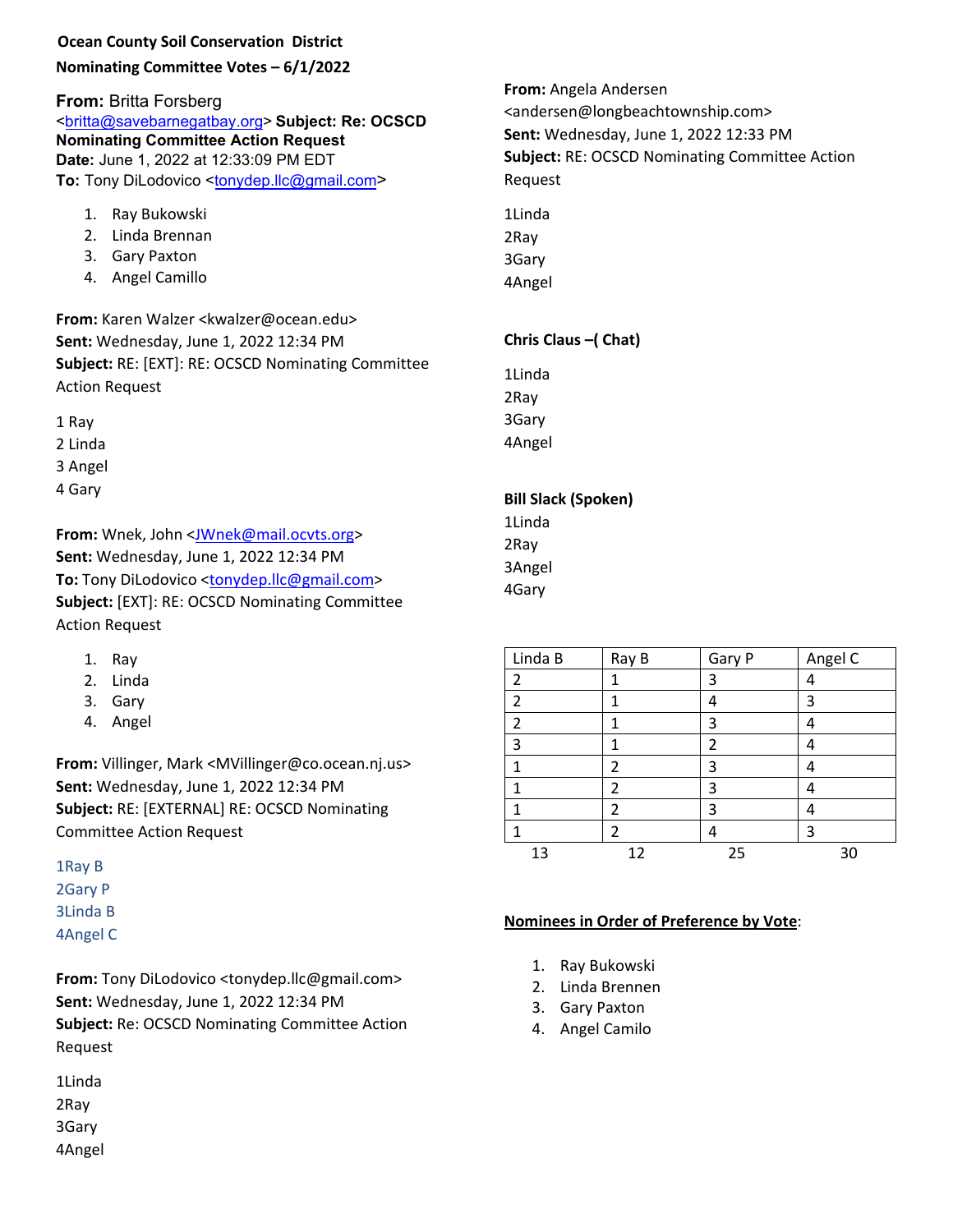**Ocean County Soil Conservation District**

**Nominating Committee Votes – 6/1/2022**

**From:** Britta Forsberg <britta@savebarnegatbay.org> **Subject: Re: OCSCD Nominating Committee Action Request**
**Date:** June 1, 2022 at 12:33:09 PM EDT
**To:** Tony DiLodovico <tonydep.llc@gmail.com>

1. Ray Bukowski
2. Linda Brennan
3. Gary Paxton
4. Angel Camillo

**From:** Karen Walzer <kwalzer@ocean.edu>
**Sent:** Wednesday, June 1, 2022 12:34 PM
**Subject:** RE: [EXT]: RE: OCSCD Nominating Committee Action Request

1 Ray
2 Linda
3 Angel
4 Gary

**From:** Wnek, John <JWnek@mail.ocvts.org>
**Sent:** Wednesday, June 1, 2022 12:34 PM
**To:** Tony DiLodovico <tonydep.llc@gmail.com>
**Subject:** [EXT]: RE: OCSCD Nominating Committee Action Request

1. Ray
2. Linda
3. Gary
4. Angel

**From:** Villinger, Mark <MVillinger@co.ocean.nj.us>
**Sent:** Wednesday, June 1, 2022 12:34 PM
**Subject:** RE: [EXTERNAL] RE: OCSCD Nominating Committee Action Request

1Ray B
2Gary P
3Linda B
4Angel C

**From:** Tony DiLodovico <tonydep.llc@gmail.com>
**Sent:** Wednesday, June 1, 2022 12:34 PM
**Subject:** Re: OCSCD Nominating Committee Action Request

1Linda
2Ray
3Gary
4Angel

**From:** Angela Andersen <andersen@longbeachtownship.com>
**Sent:** Wednesday, June 1, 2022 12:33 PM
**Subject:** RE: OCSCD Nominating Committee Action Request

1Linda
2Ray
3Gary
4Angel

**Chris Claus –( Chat)**

1Linda
2Ray
3Gary
4Angel

**Bill Slack (Spoken)**

1Linda
2Ray
3Angel
4Gary

| Linda B | Ray B | Gary P | Angel C |
|---|---|---|---|
| 2 | 1 | 3 | 4 |
| 2 | 1 | 4 | 3 |
| 2 | 1 | 3 | 4 |
| 3 | 1 | 2 | 4 |
| 1 | 2 | 3 | 4 |
| 1 | 2 | 3 | 4 |
| 1 | 2 | 3 | 4 |
| 1 | 2 | 4 | 3 |
| 13 | 12 | 25 | 30 |

**<u>Nominees in Order of Preference by Vote</u>**:

1. Ray Bukowski
2. Linda Brennen
3. Gary Paxton
4. Angel Camilo